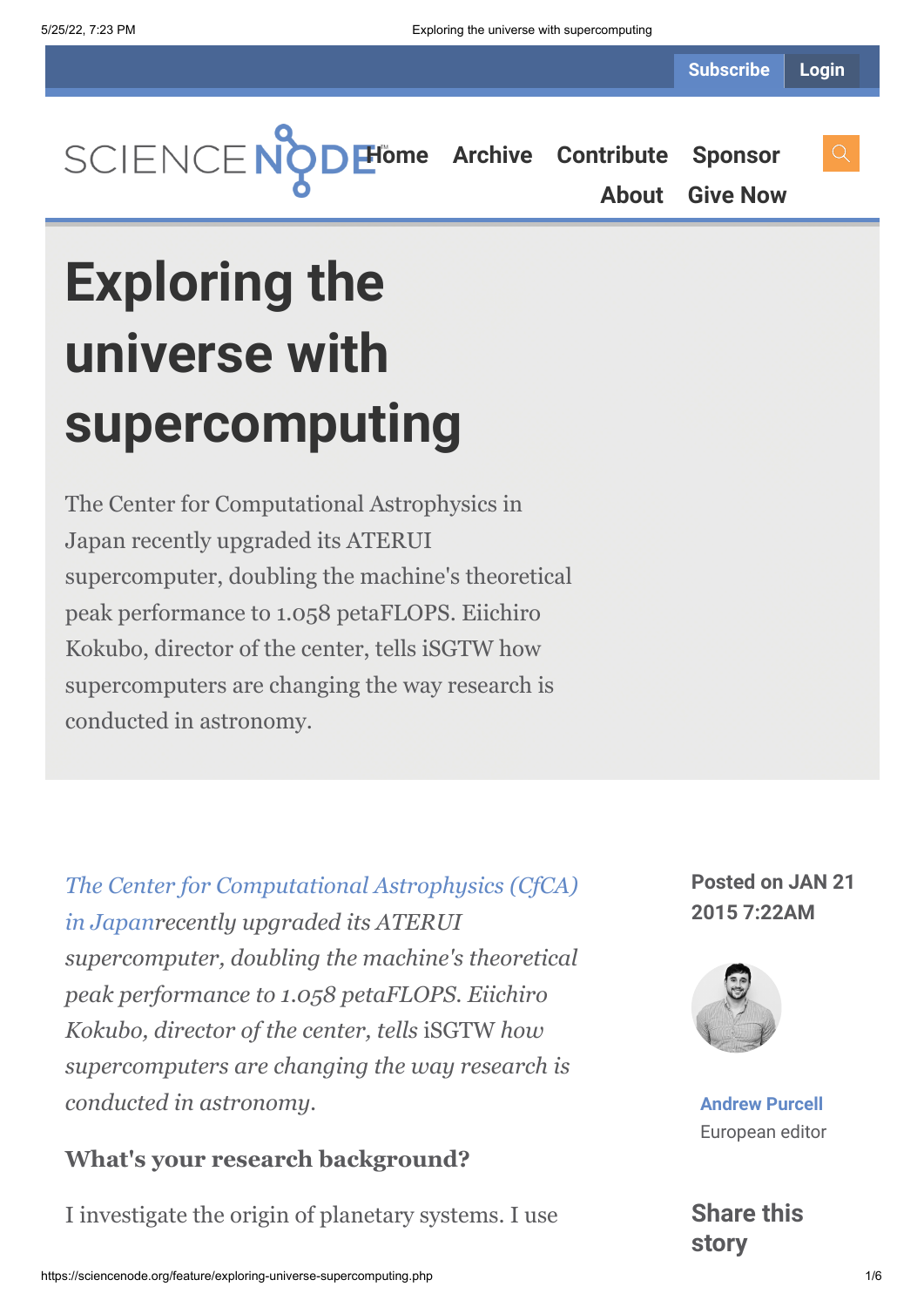Subscribe Login

SCIENCE NODE

Home Archive Contribute Sponsor About Give Now

# Exploring the universe with supercomputing

The Center for Computational Astrophysics in Japan recently upgraded its ATERUI supercomputer, doubling the machine's theoretical peak performance to 1.058 petaFLOPS. Eiichiro Kokubo, director of the center, tells iSGTW how supercomputers are changing the way research is conducted in astronomy.

Posted on JAN 21 2015 7:22AM

**Andrew Purcell**
European editor

*The Center for Computational Astrophysics (CfCA) in Japanrecently upgraded its ATERUI supercomputer, doubling the machine's theoretical peak performance to 1.058 petaFLOPS. Eiichiro Kokubo, director of the center, tells* iSGTW *how supercomputers are changing the way research is conducted in astronomy.*

### What's your research background?

I investigate the origin of planetary systems. I use

## Share this story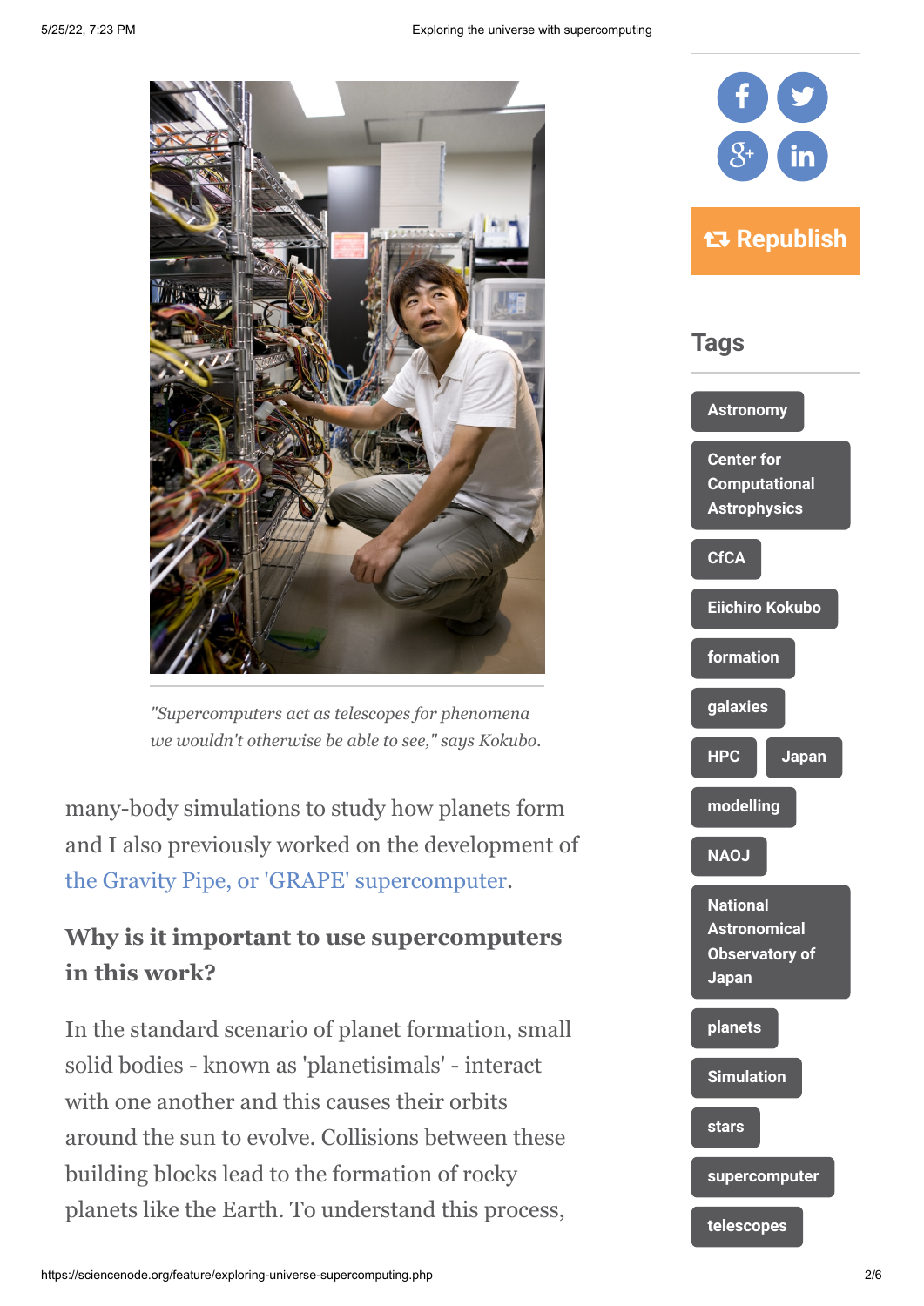*"Supercomputers act as telescopes for phenomena we wouldn't otherwise be able to see," says Kokubo.*

many-body simulations to study how planets form and I also previously worked on the development of the Gravity Pipe, or 'GRAPE' supercomputer.

### Why is it important to use supercomputers in this work?

In the standard scenario of planet formation, small solid bodies - known as 'planetisimals' - interact with one another and this causes their orbits around the sun to evolve. Collisions between these building blocks lead to the formation of rocky planets like the Earth. To understand this process,

## Tags

- Astronomy
- Center for Computational Astrophysics
- CfCA
- Eiichiro Kokubo
- formation
- galaxies
- HPC
- Japan
- modelling
- NAOJ
- National Astronomical Observatory of Japan
- planets
- Simulation
- stars
- supercomputer
- telescopes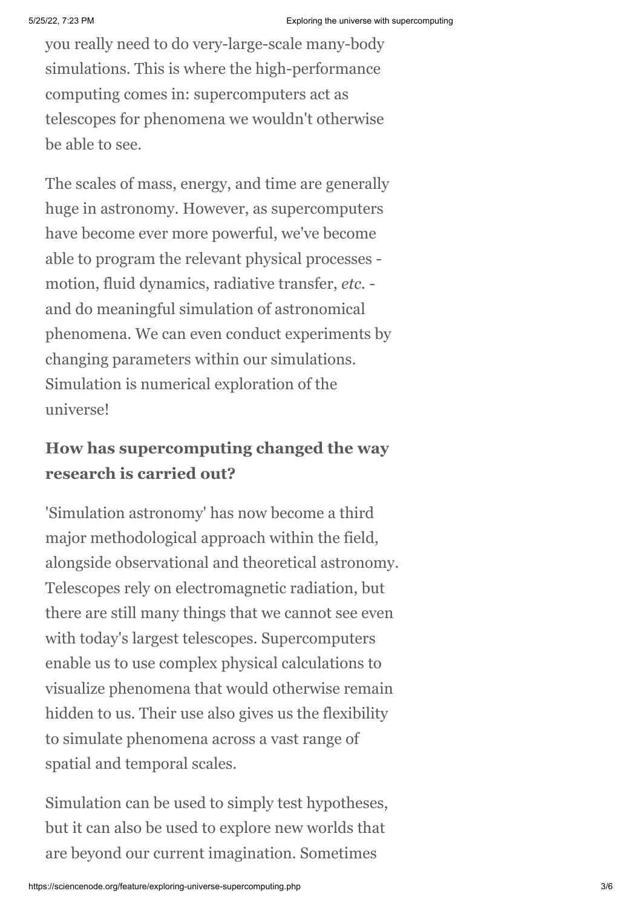you really need to do very-large-scale many-body simulations. This is where the high-performance computing comes in: supercomputers act as telescopes for phenomena we wouldn't otherwise be able to see.

The scales of mass, energy, and time are generally huge in astronomy. However, as supercomputers have become ever more powerful, we've become able to program the relevant physical processes - motion, fluid dynamics, radiative transfer, *etc.* - and do meaningful simulation of astronomical phenomena. We can even conduct experiments by changing parameters within our simulations. Simulation is numerical exploration of the universe!

**How has supercomputing changed the way research is carried out?**

'Simulation astronomy' has now become a third major methodological approach within the field, alongside observational and theoretical astronomy. Telescopes rely on electromagnetic radiation, but there are still many things that we cannot see even with today's largest telescopes. Supercomputers enable us to use complex physical calculations to visualize phenomena that would otherwise remain hidden to us. Their use also gives us the flexibility to simulate phenomena across a vast range of spatial and temporal scales.

Simulation can be used to simply test hypotheses, but it can also be used to explore new worlds that are beyond our current imagination. Sometimes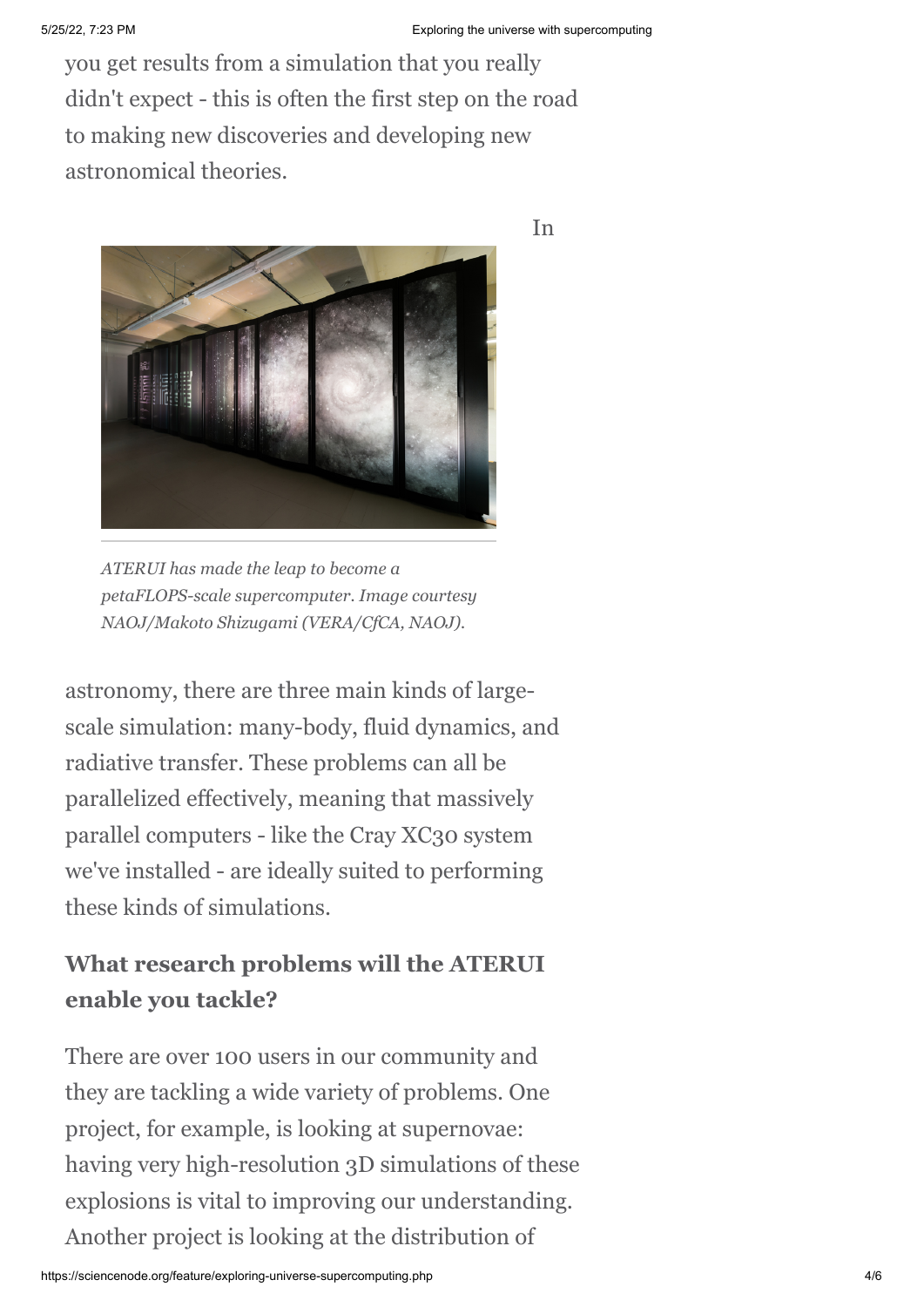you get results from a simulation that you really didn't expect - this is often the first step on the road to making new discoveries and developing new astronomical theories.

*ATERUI has made the leap to become a petaFLOPS-scale supercomputer. Image courtesy NAOJ/Makoto Shizugami (VERA/CfCA, NAOJ).*

In astronomy, there are three main kinds of large-scale simulation: many-body, fluid dynamics, and radiative transfer. These problems can all be parallelized effectively, meaning that massively parallel computers - like the Cray XC30 system we've installed - are ideally suited to performing these kinds of simulations.

### What research problems will the ATERUI enable you tackle?

There are over 100 users in our community and they are tackling a wide variety of problems. One project, for example, is looking at supernovae: having very high-resolution 3D simulations of these explosions is vital to improving our understanding. Another project is looking at the distribution of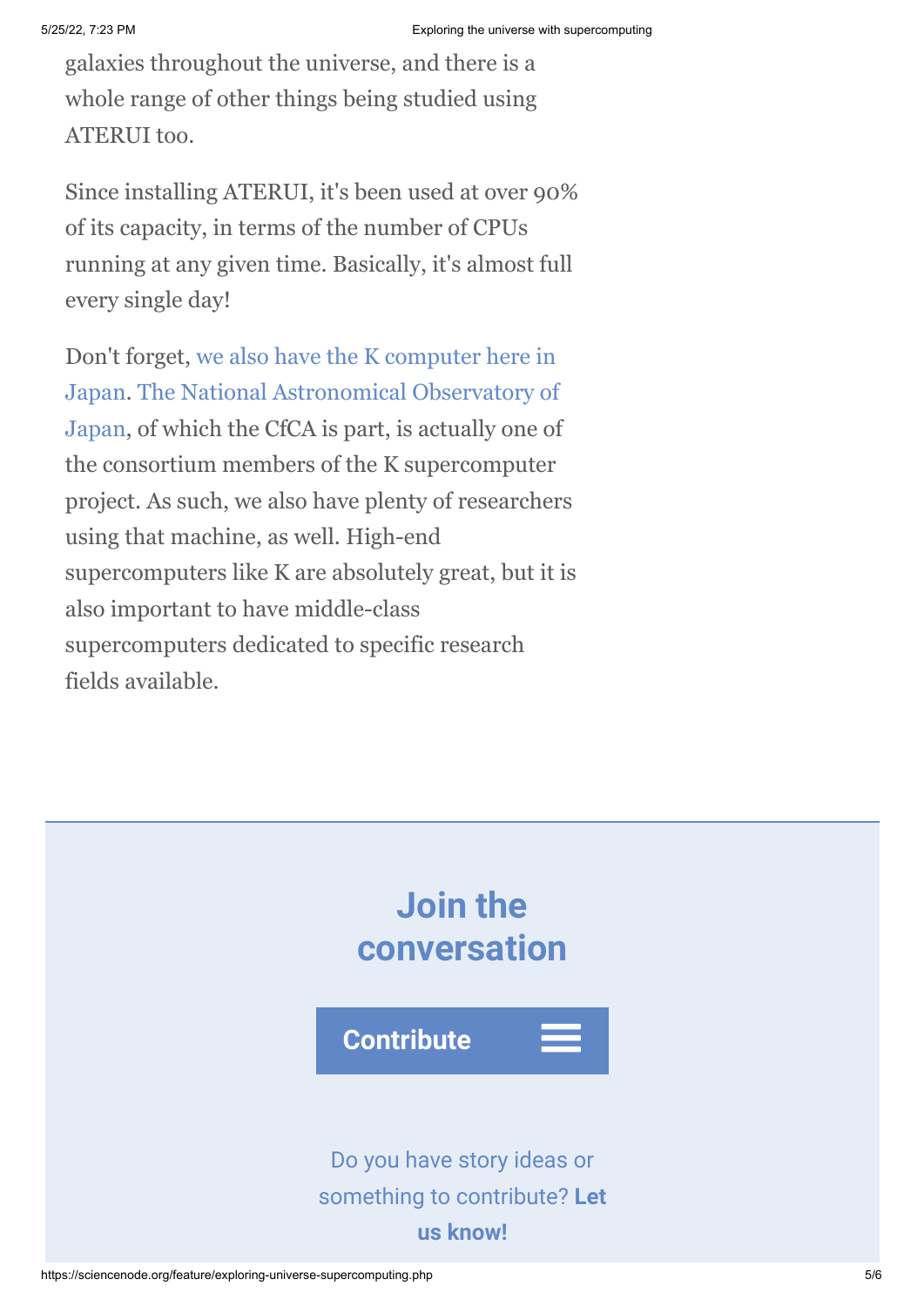galaxies throughout the universe, and there is a whole range of other things being studied using ATERUI too.

Since installing ATERUI, it's been used at over 90% of its capacity, in terms of the number of CPUs running at any given time. Basically, it's almost full every single day!

Don't forget, we also have the K computer here in Japan. The National Astronomical Observatory of Japan, of which the CfCA is part, is actually one of the consortium members of the K supercomputer project. As such, we also have plenty of researchers using that machine, as well. High-end supercomputers like K are absolutely great, but it is also important to have middle-class supercomputers dedicated to specific research fields available.

## Join the conversation

**Contribute**

Do you have story ideas or something to contribute? **Let us know!**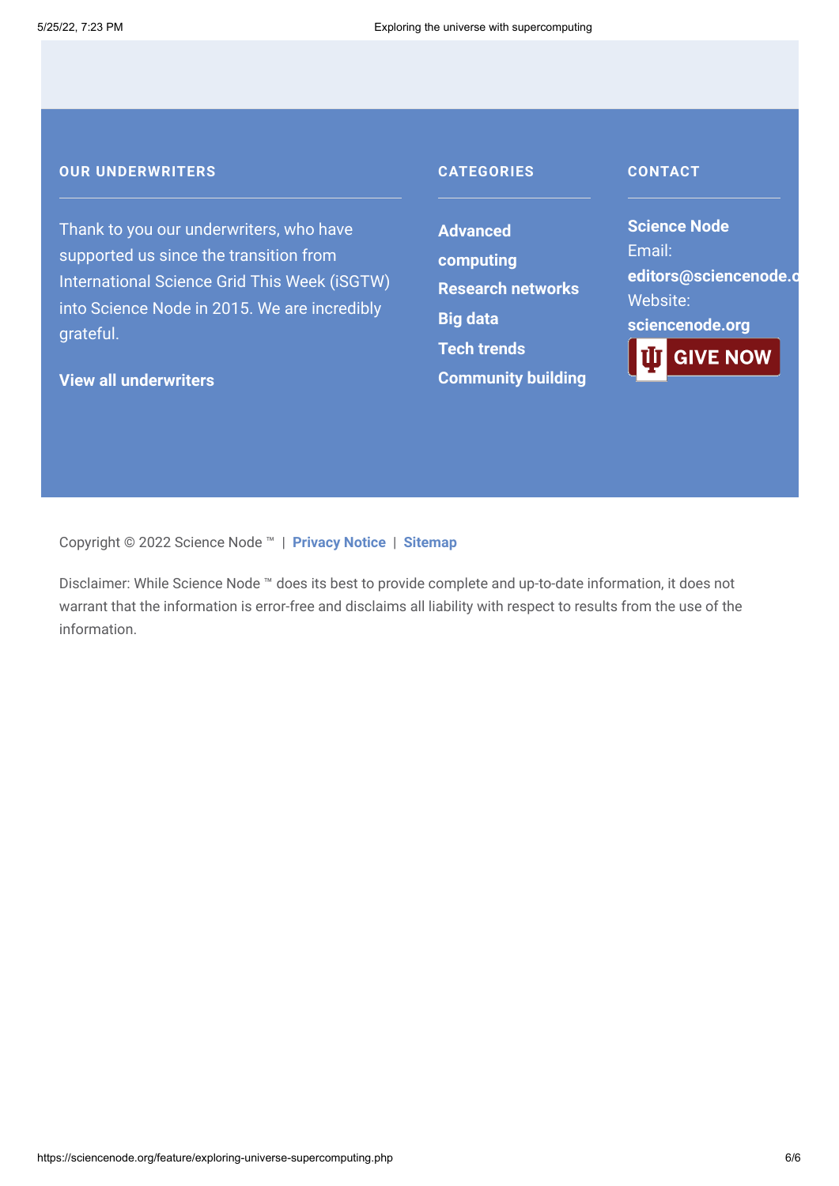## OUR UNDERWRITERS

Thank to you our underwriters, who have supported us since the transition from International Science Grid This Week (iSGTW) into Science Node in 2015. We are incredibly grateful.

**View all underwriters**

## CATEGORIES

**Advanced computing**

**Research networks**

**Big data**

**Tech trends**

**Community building**

## CONTACT

**Science Node**

Email:

**editors@sciencenode.o**

Website:

**sciencenode.org**

GIVE NOW

Copyright © 2022 Science Node ™ | **Privacy Notice** | **Sitemap**

Disclaimer: While Science Node ™ does its best to provide complete and up-to-date information, it does not warrant that the information is error-free and disclaims all liability with respect to results from the use of the information.